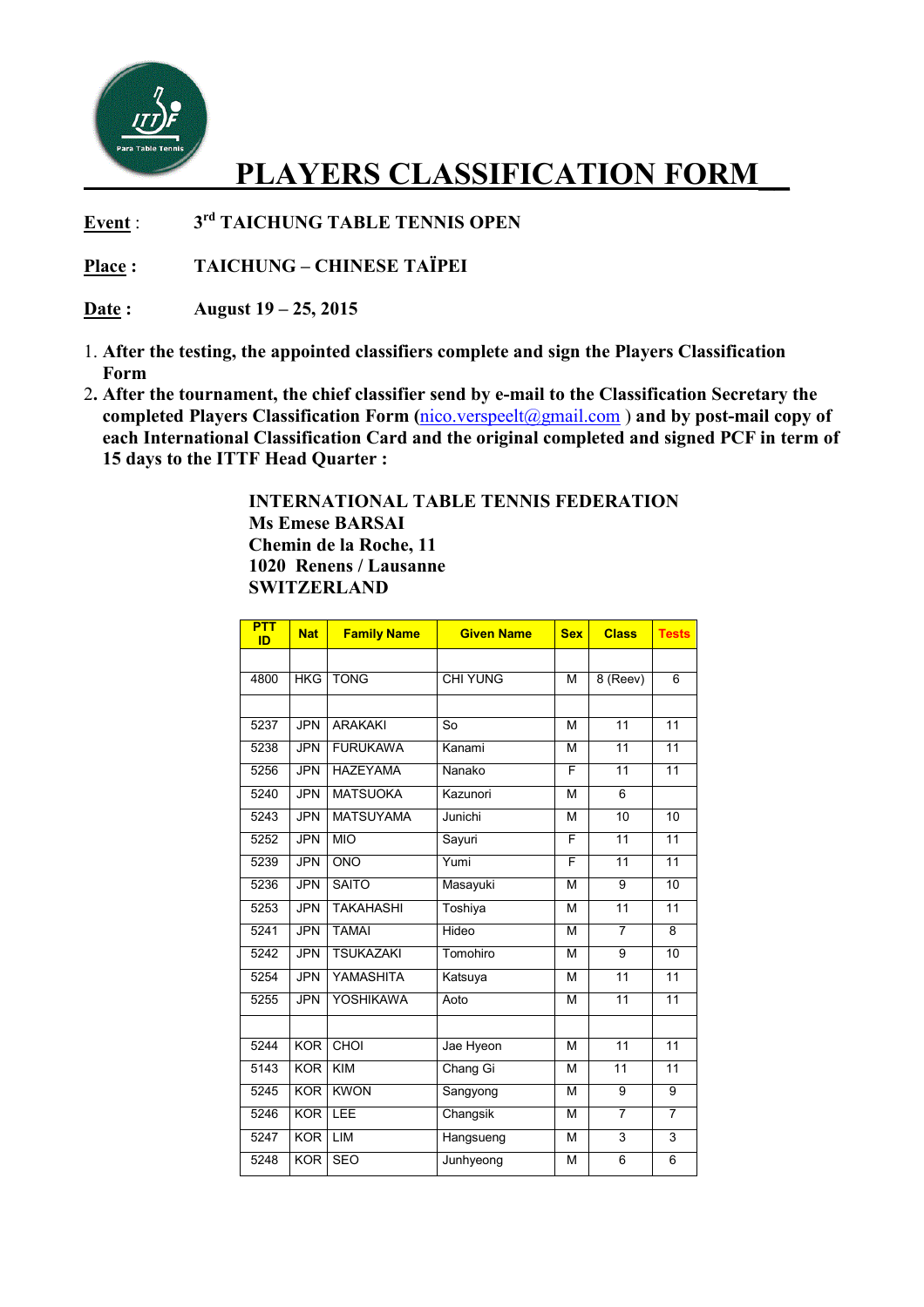# PLAYERS CLASSIFICATION FORM

**Event** : **3rd TAICHUNG TABLE TENNIS OPEN**

**Place** : **TAICHUNG – CHINESE TAÏPEI**

**Date** : **August 19 – 25, 2015**

1. **After the testing, the appointed classifiers complete and sign the Players Classification Form**
2. **After the tournament, the chief classifier send by e-mail to the Classification Secretary the completed Players Classification Form (nico.verspeelt@gmail.com ) and by post-mail copy of each International Classification Card and the original completed and signed PCF in term of 15 days to the ITTF Head Quarter :**

**INTERNATIONAL TABLE TENNIS FEDERATION**
**Ms Emese BARSAI**
**Chemin de la Roche, 11**
**1020 Renens / Lausanne**
**SWITZERLAND**

| PTT ID | Nat | Family Name | Given Name | Sex | Class | Tests |
|---|---|---|---|---|---|---|
| | | | | | | |
| 4800 | HKG | TONG | CHI YUNG | M | 8 (Reev) | 6 |
| | | | | | | |
| 5237 | JPN | ARAKAKI | So | M | 11 | 11 |
| 5238 | JPN | FURUKAWA | Kanami | M | 11 | 11 |
| 5256 | JPN | HAZEYAMA | Nanako | F | 11 | 11 |
| 5240 | JPN | MATSUOKA | Kazunori | M | 6 | |
| 5243 | JPN | MATSUYAMA | Junichi | M | 10 | 10 |
| 5252 | JPN | MIO | Sayuri | F | 11 | 11 |
| 5239 | JPN | ONO | Yumi | F | 11 | 11 |
| 5236 | JPN | SAITO | Masayuki | M | 9 | 10 |
| 5253 | JPN | TAKAHASHI | Toshiya | M | 11 | 11 |
| 5241 | JPN | TAMAI | Hideo | M | 7 | 8 |
| 5242 | JPN | TSUKAZAKI | Tomohiro | M | 9 | 10 |
| 5254 | JPN | YAMASHITA | Katsuya | M | 11 | 11 |
| 5255 | JPN | YOSHIKAWA | Aoto | M | 11 | 11 |
| | | | | | | |
| 5244 | KOR | CHOI | Jae Hyeon | M | 11 | 11 |
| 5143 | KOR | KIM | Chang Gi | M | 11 | 11 |
| 5245 | KOR | KWON | Sangyong | M | 9 | 9 |
| 5246 | KOR | LEE | Changsik | M | 7 | 7 |
| 5247 | KOR | LIM | Hangsueng | M | 3 | 3 |
| 5248 | KOR | SEO | Junhyeong | M | 6 | 6 |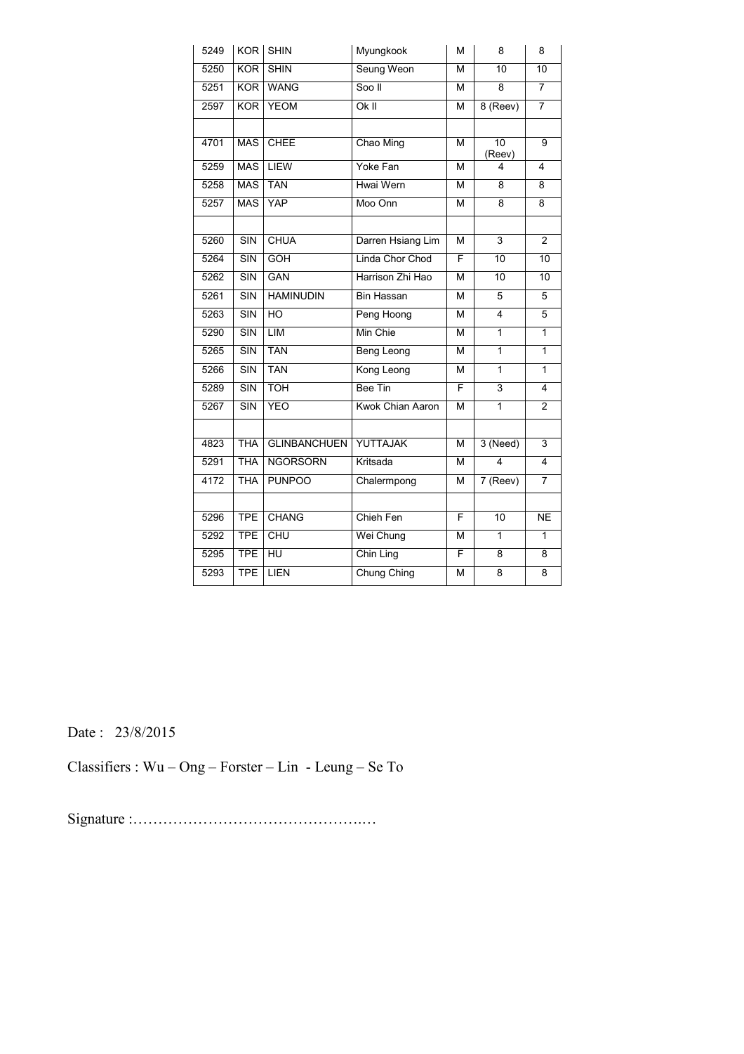| | | | | | | |
|---|---|---|---|---|---|---|
| 5249 | KOR | SHIN | Myungkook | M | 8 | 8 |
| 5250 | KOR | SHIN | Seung Weon | M | 10 | 10 |
| 5251 | KOR | WANG | Soo Il | M | 8 | 7 |
| 2597 | KOR | YEOM | Ok Il | M | 8 (Reev) | 7 |
| | | | | | | |
| 4701 | MAS | CHEE | Chao Ming | M | 10 (Reev) | 9 |
| 5259 | MAS | LIEW | Yoke Fan | M | 4 | 4 |
| 5258 | MAS | TAN | Hwai Wern | M | 8 | 8 |
| 5257 | MAS | YAP | Moo Onn | M | 8 | 8 |
| | | | | | | |
| 5260 | SIN | CHUA | Darren Hsiang Lim | M | 3 | 2 |
| 5264 | SIN | GOH | Linda Chor Chod | F | 10 | 10 |
| 5262 | SIN | GAN | Harrison Zhi Hao | M | 10 | 10 |
| 5261 | SIN | HAMINUDIN | Bin Hassan | M | 5 | 5 |
| 5263 | SIN | HO | Peng Hoong | M | 4 | 5 |
| 5290 | SIN | LIM | Min Chie | M | 1 | 1 |
| 5265 | SIN | TAN | Beng Leong | M | 1 | 1 |
| 5266 | SIN | TAN | Kong Leong | M | 1 | 1 |
| 5289 | SIN | TOH | Bee Tin | F | 3 | 4 |
| 5267 | SIN | YEO | Kwok Chian Aaron | M | 1 | 2 |
| | | | | | | |
| 4823 | THA | GLINBANCHUEN | YUTTAJAK | M | 3 (Need) | 3 |
| 5291 | THA | NGORSORN | Kritsada | M | 4 | 4 |
| 4172 | THA | PUNPOO | Chalermpong | M | 7 (Reev) | 7 |
| | | | | | | |
| 5296 | TPE | CHANG | Chieh Fen | F | 10 | NE |
| 5292 | TPE | CHU | Wei Chung | M | 1 | 1 |
| 5295 | TPE | HU | Chin Ling | F | 8 | 8 |
| 5293 | TPE | LIEN | Chung Ching | M | 8 | 8 |

Date : 23/8/2015

Classifiers : Wu – Ong – Forster – Lin - Leung – Se To

Signature :…………………………………….….